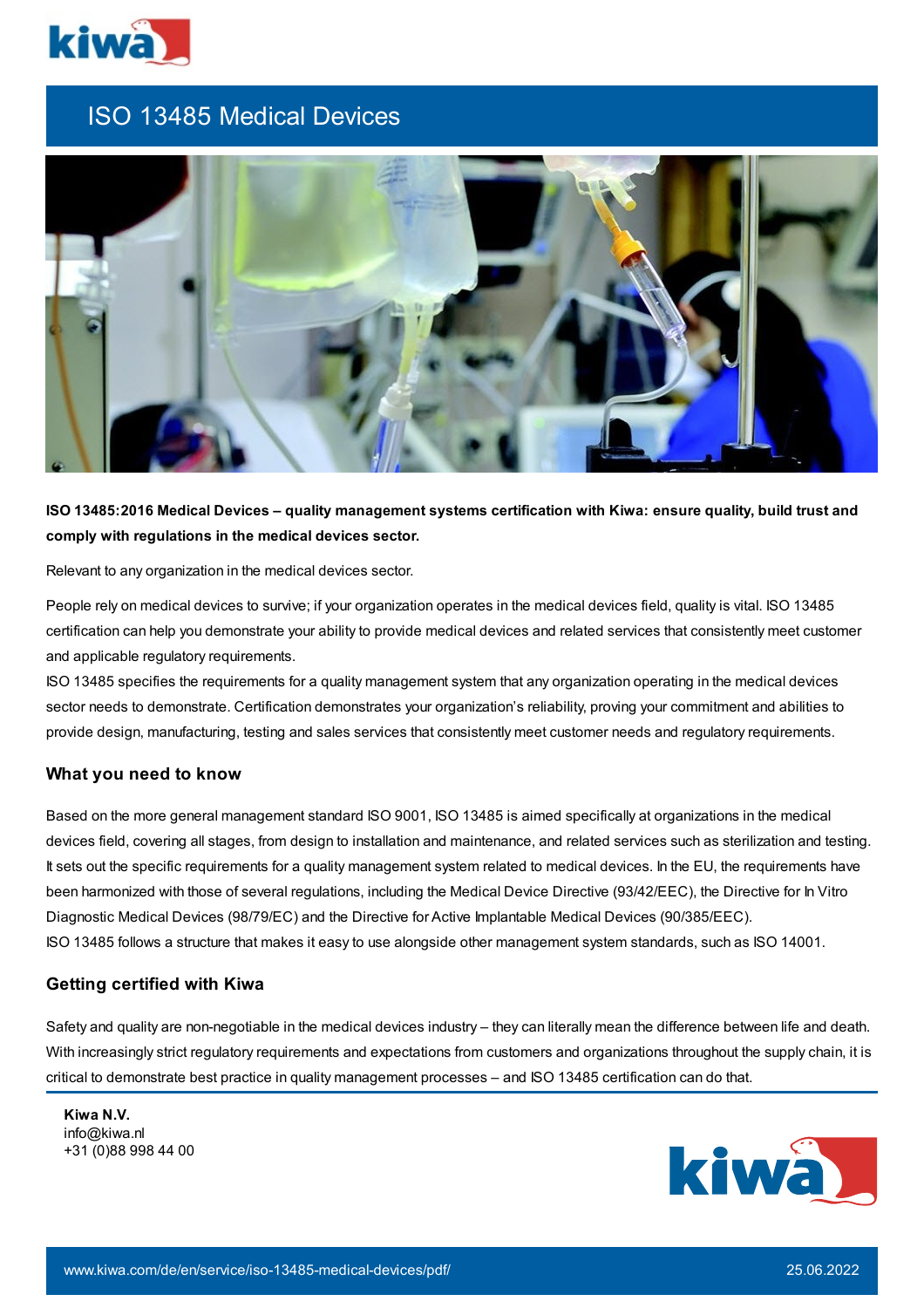# ISO 13485 Medical Devices

**ISO 13485:2016 Medical Devices – quality management systems certification with Kiwa: ensure quality, build trust and comply with regulations in the medical devices sector.**

Relevant to any organization in the medical devices sector.

People rely on medical devices to survive; if your organization operates in the medical devices field, quality is vital. ISO 13485 certification can help you demonstrate your ability to provide medical devices and related services that consistently meet customer and applicable regulatory requirements.

ISO 13485 specifies the requirements for a quality management system that any organization operating in the medical devices sector needs to demonstrate. Certification demonstrates your organization's reliability, proving your commitment and abilities to provide design, manufacturing, testing and sales services that consistently meet customer needs and regulatory requirements.

## What you need to know

Based on the more general management standard ISO 9001, ISO 13485 is aimed specifically at organizations in the medical devices field, covering all stages, from design to installation and maintenance, and related services such as sterilization and testing. It sets out the specific requirements for a quality management system related to medical devices. In the EU, the requirements have been harmonized with those of several regulations, including the Medical Device Directive (93/42/EEC), the Directive for In Vitro Diagnostic Medical Devices (98/79/EC) and the Directive for Active Implantable Medical Devices (90/385/EEC).

ISO 13485 follows a structure that makes it easy to use alongside other management system standards, such as ISO 14001.

## Getting certified with Kiwa

Safety and quality are non-negotiable in the medical devices industry – they can literally mean the difference between life and death. With increasingly strict regulatory requirements and expectations from customers and organizations throughout the supply chain, it is critical to demonstrate best practice in quality management processes – and ISO 13485 certification can do that.

**Kiwa N.V.**
info@kiwa.nl
+31 (0)88 998 44 00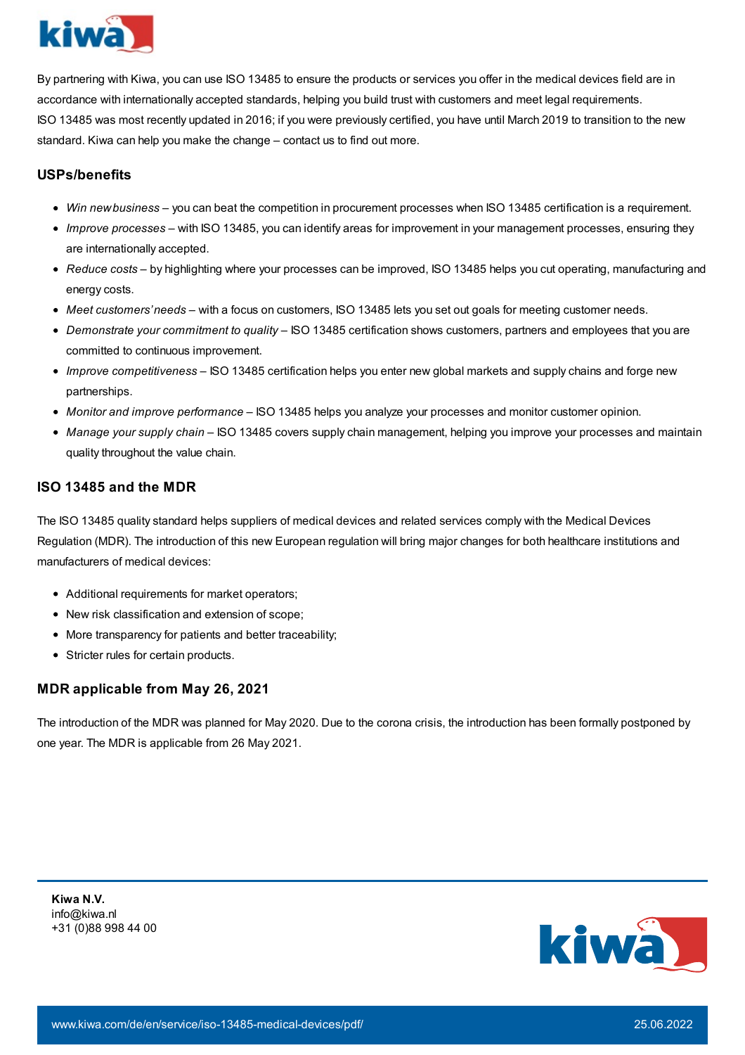By partnering with Kiwa, you can use ISO 13485 to ensure the products or services you offer in the medical devices field are in accordance with internationally accepted standards, helping you build trust with customers and meet legal requirements.
ISO 13485 was most recently updated in 2016; if you were previously certified, you have until March 2019 to transition to the new standard. Kiwa can help you make the change – contact us to find out more.

### USPs/benefits

- *Win new business* – you can beat the competition in procurement processes when ISO 13485 certification is a requirement.
- *Improve processes* – with ISO 13485, you can identify areas for improvement in your management processes, ensuring they are internationally accepted.
- *Reduce costs* – by highlighting where your processes can be improved, ISO 13485 helps you cut operating, manufacturing and energy costs.
- *Meet customers' needs* – with a focus on customers, ISO 13485 lets you set out goals for meeting customer needs.
- *Demonstrate your commitment to quality* – ISO 13485 certification shows customers, partners and employees that you are committed to continuous improvement.
- *Improve competitiveness* – ISO 13485 certification helps you enter new global markets and supply chains and forge new partnerships.
- *Monitor and improve performance* – ISO 13485 helps you analyze your processes and monitor customer opinion.
- *Manage your supply chain* – ISO 13485 covers supply chain management, helping you improve your processes and maintain quality throughout the value chain.

### ISO 13485 and the MDR

The ISO 13485 quality standard helps suppliers of medical devices and related services comply with the Medical Devices Regulation (MDR). The introduction of this new European regulation will bring major changes for both healthcare institutions and manufacturers of medical devices:

- Additional requirements for market operators;
- New risk classification and extension of scope;
- More transparency for patients and better traceability;
- Stricter rules for certain products.

### MDR applicable from May 26, 2021

The introduction of the MDR was planned for May 2020. Due to the corona crisis, the introduction has been formally postponed by one year. The MDR is applicable from 26 May 2021.

**Kiwa N.V.**
info@kiwa.nl
+31 (0)88 998 44 00